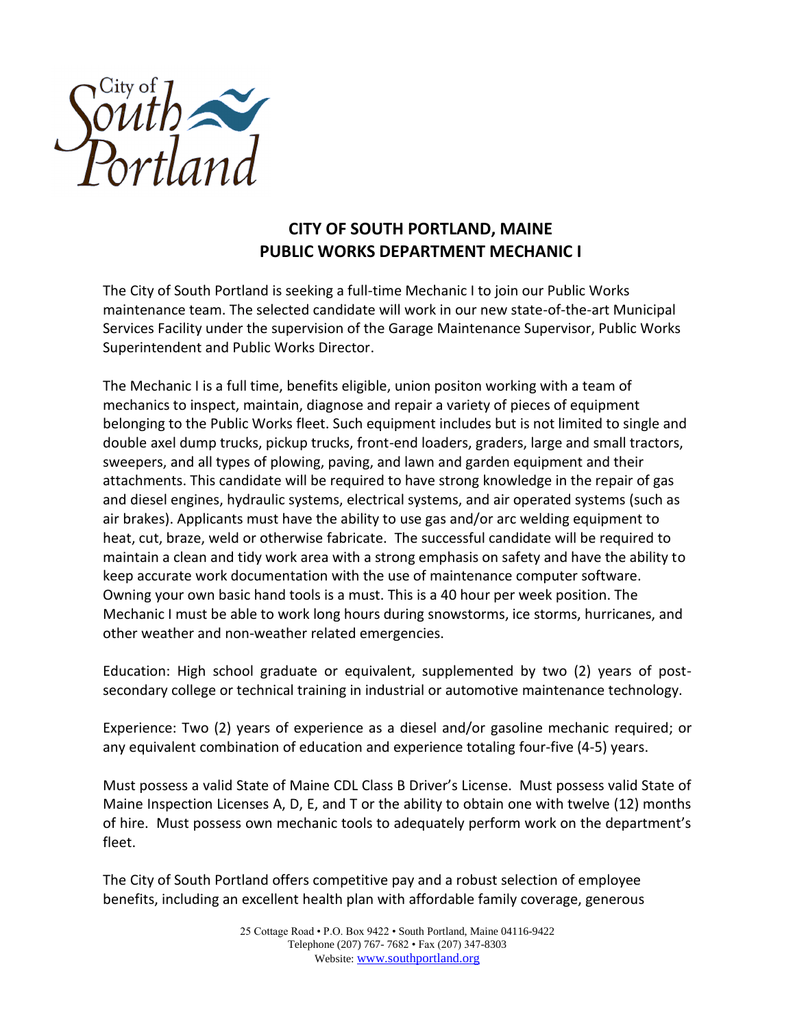City of South Portland

# CITY OF SOUTH PORTLAND, MAINE
# PUBLIC WORKS DEPARTMENT MECHANIC I

The City of South Portland is seeking a full-time Mechanic I to join our Public Works maintenance team. The selected candidate will work in our new state-of-the-art Municipal Services Facility under the supervision of the Garage Maintenance Supervisor, Public Works Superintendent and Public Works Director.

The Mechanic I is a full time, benefits eligible, union positon working with a team of mechanics to inspect, maintain, diagnose and repair a variety of pieces of equipment belonging to the Public Works fleet. Such equipment includes but is not limited to single and double axel dump trucks, pickup trucks, front-end loaders, graders, large and small tractors, sweepers, and all types of plowing, paving, and lawn and garden equipment and their attachments. This candidate will be required to have strong knowledge in the repair of gas and diesel engines, hydraulic systems, electrical systems, and air operated systems (such as air brakes). Applicants must have the ability to use gas and/or arc welding equipment to heat, cut, braze, weld or otherwise fabricate. The successful candidate will be required to maintain a clean and tidy work area with a strong emphasis on safety and have the ability to keep accurate work documentation with the use of maintenance computer software. Owning your own basic hand tools is a must. This is a 40 hour per week position. The Mechanic I must be able to work long hours during snowstorms, ice storms, hurricanes, and other weather and non-weather related emergencies.

Education: High school graduate or equivalent, supplemented by two (2) years of post-secondary college or technical training in industrial or automotive maintenance technology.

Experience: Two (2) years of experience as a diesel and/or gasoline mechanic required; or any equivalent combination of education and experience totaling four-five (4-5) years.

Must possess a valid State of Maine CDL Class B Driver's License. Must possess valid State of Maine Inspection Licenses A, D, E, and T or the ability to obtain one with twelve (12) months of hire. Must possess own mechanic tools to adequately perform work on the department's fleet.

The City of South Portland offers competitive pay and a robust selection of employee benefits, including an excellent health plan with affordable family coverage, generous

25 Cottage Road • P.O. Box 9422 • South Portland, Maine 04116-9422
Telephone (207) 767- 7682 • Fax (207) 347-8303
Website: www.southportland.org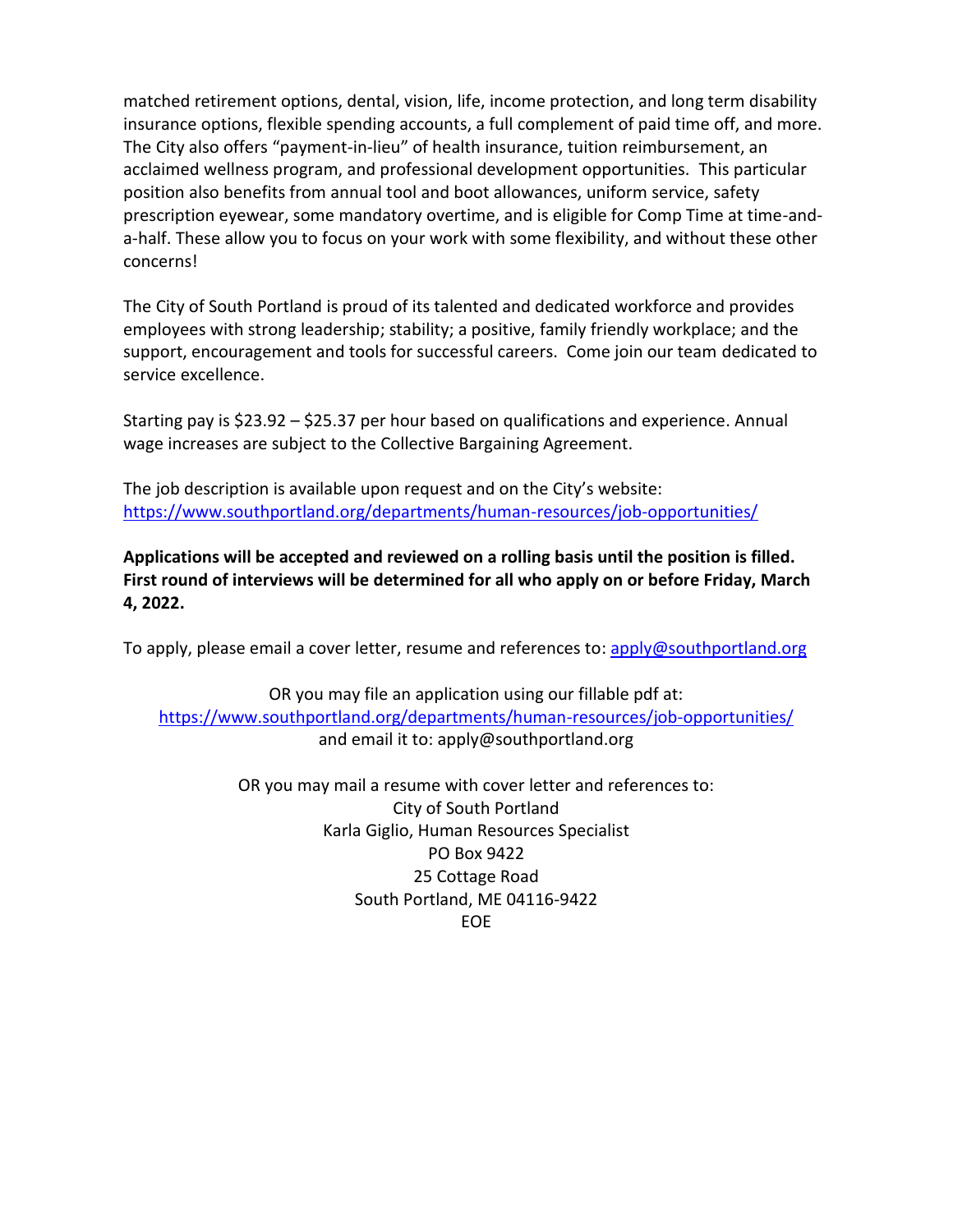matched retirement options, dental, vision, life, income protection, and long term disability insurance options, flexible spending accounts, a full complement of paid time off, and more. The City also offers "payment-in-lieu" of health insurance, tuition reimbursement, an acclaimed wellness program, and professional development opportunities. This particular position also benefits from annual tool and boot allowances, uniform service, safety prescription eyewear, some mandatory overtime, and is eligible for Comp Time at time-and-a-half. These allow you to focus on your work with some flexibility, and without these other concerns!

The City of South Portland is proud of its talented and dedicated workforce and provides employees with strong leadership; stability; a positive, family friendly workplace; and the support, encouragement and tools for successful careers. Come join our team dedicated to service excellence.

Starting pay is $23.92 – $25.37 per hour based on qualifications and experience. Annual wage increases are subject to the Collective Bargaining Agreement.

The job description is available upon request and on the City's website: https://www.southportland.org/departments/human-resources/job-opportunities/

**Applications will be accepted and reviewed on a rolling basis until the position is filled. First round of interviews will be determined for all who apply on or before Friday, March 4, 2022.**

To apply, please email a cover letter, resume and references to: apply@southportland.org

OR you may file an application using our fillable pdf at:
https://www.southportland.org/departments/human-resources/job-opportunities/
and email it to: apply@southportland.org

OR you may mail a resume with cover letter and references to:
City of South Portland
Karla Giglio, Human Resources Specialist
PO Box 9422
25 Cottage Road
South Portland, ME 04116-9422
EOE